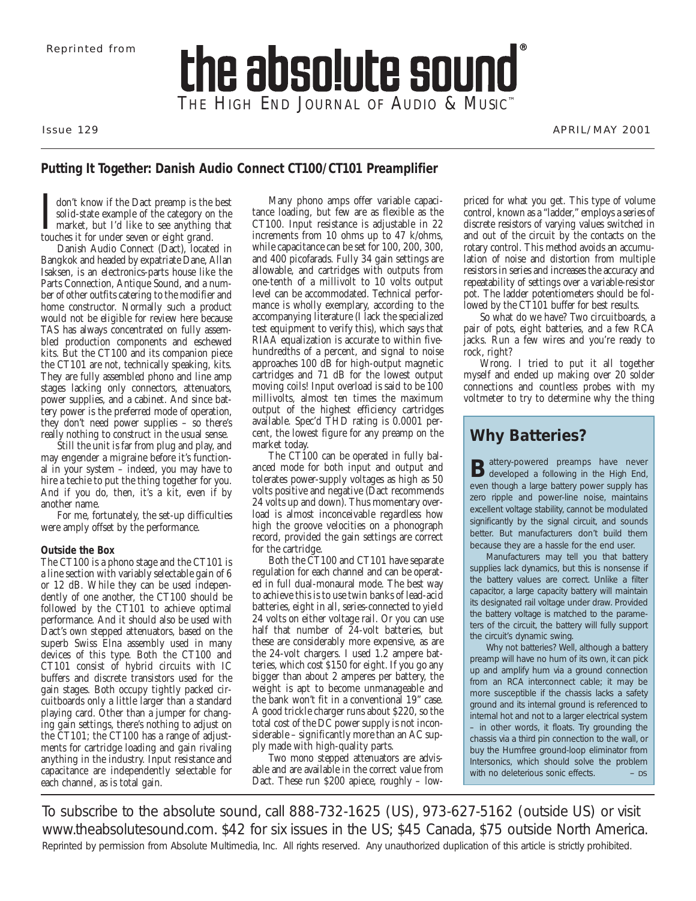Reprinted from

# the absolute sound®

THE HIGH END JOURNAL OF AUDIO & MUSIC™

Issue 129 APRIL/MAY 2001

## Putting It Together: Danish Audio Connect CT100/CT101 Preamplifier

I don't know if the Dact preamp is the best solid-state example of the category on the market, but I'd like to see anything that touches it for under seven or eight grand.

Danish Audio Connect (Dact), located in Bangkok and headed by expatriate Dane, Allan Isaksen, is an electronics-parts house like the Parts Connection, Antique Sound, and a number of other outfits catering to the modifier and home constructor. Normally such a product would not be eligible for review here because TAS has always concentrated on fully assembled production components and eschewed kits. But the CT100 and its companion piece the CT101 are not, technically speaking, kits. They are fully assembled phono and line amp stages lacking only connectors, attenuators, power supplies, and a cabinet. And since battery power is the preferred mode of operation, they don't need power supplies – so there's really nothing to construct in the usual sense.

Still the unit is far from plug and play, and may engender a migraine before it's functional in your system – indeed, you may have to hire a techie to put the thing together for you. And if you do, then, it's a kit, even if by another name.

For me, fortunately, the set-up difficulties were amply offset by the performance.

### Outside the Box

The CT100 is a phono stage and the CT101 is a line section with variably selectable gain of 6 or 12 dB. While they can be used independently of one another, the CT100 should be followed by the CT101 to achieve optimal performance. And it should also be used with Dact's own stepped attenuators, based on the superb Swiss Elna assembly used in many devices of this type. Both the CT100 and CT101 consist of hybrid circuits with IC buffers and discrete transistors used for the gain stages. Both occupy tightly packed circuitboards only a little larger than a standard playing card. Other than a jumper for changing gain settings, there's nothing to adjust on the CT101; the CT100 has a range of adjustments for cartridge loading and gain rivaling anything in the industry. Input resistance and capacitance are independently selectable for each channel, as is total gain.

Many phono amps offer variable capacitance loading, but few are as flexible as the CT100. Input resistance is adjustable in 22 increments from 10 ohms up to 47 k/ohms, while capacitance can be set for 100, 200, 300, and 400 picofarads. Fully 34 gain settings are allowable, and cartridges with outputs from one-tenth of a millivolt to 10 volts output level can be accommodated. Technical performance is wholly exemplary, according to the accompanying literature (I lack the specialized test equipment to verify this), which says that RIAA equalization is accurate to within five-hundredths of a percent, and signal to noise approaches 100 dB for high-output magnetic cartridges and 71 dB for the lowest output moving coils! Input overload is said to be 100 millivolts, almost ten times the maximum output of the highest efficiency cartridges available. Spec'd THD rating is 0.0001 percent, the lowest figure for any preamp on the market today.

The CT100 can be operated in fully balanced mode for both input and output and tolerates power-supply voltages as high as 50 volts positive and negative (Dact recommends 24 volts up and down). Thus momentary overload is almost inconceivable regardless how high the groove velocities on a phonograph record, provided the gain settings are correct for the cartridge.

Both the CT100 and CT101 have separate regulation for each channel and can be operated in full dual-monaural mode. The best way to achieve this is to use twin banks of lead-acid batteries, eight in all, series-connected to yield 24 volts on either voltage rail. Or you can use half that number of 24-volt batteries, but these are considerably more expensive, as are the 24-volt chargers. I used 1.2 ampere batteries, which cost $150 for eight. If you go any bigger than about 2 amperes per battery, the weight is apt to become unmanageable and the bank won't fit in a conventional 19" case. A good trickle charger runs about $220, so the total cost of the DC power supply is not inconsiderable – significantly more than an AC supply made with high-quality parts.

Two mono stepped attenuators are advisable and are available in the correct value from Dact. These run $200 apiece, roughly – low-priced for what you get. This type of volume control, known as a "ladder," employs a series of discrete resistors of varying values switched in and out of the circuit by the contacts on the rotary control. This method avoids an accumulation of noise and distortion from multiple resistors in series and increases the accuracy and repeatability of settings over a variable-resistor pot. The ladder potentiometers should be followed by the CT101 buffer for best results.

So what do we have? Two circuitboards, a pair of pots, eight batteries, and a few RCA jacks. Run a few wires and you're ready to rock, right?

Wrong. I tried to put it all together myself and ended up making over 20 solder connections and countless probes with my voltmeter to try to determine why the thing

> ### Why Batteries?
>
> Battery-powered preamps have never developed a following in the High End, even though a large battery power supply has zero ripple and power-line noise, maintains excellent voltage stability, cannot be modulated significantly by the signal circuit, and sounds better. But manufacturers don't build them because they are a hassle for the end user.
>
> Manufacturers may tell you that battery supplies lack dynamics, but this is nonsense if the battery values are correct. Unlike a filter capacitor, a large capacity battery will maintain its designated rail voltage under draw. Provided the battery voltage is matched to the parameters of the circuit, the battery will fully support the circuit's dynamic swing.
>
> Why not batteries? Well, although a battery preamp will have no hum of its own, it can pick up and amplify hum via a ground connection from an RCA interconnect cable; it may be more susceptible if the chassis lacks a safety ground and its internal ground is referenced to internal hot and not to a larger electrical system – in other words, it floats. Try grounding the chassis via a third pin connection to the wall, or buy the Humfree ground-loop eliminator from Intersonics, which should solve the problem with no deleterious sonic effects. – DS

To subscribe to the absolute sound, call 888-732-1625 (US), 973-627-5162 (outside US) or visit www.theabsolutesound.com. $42 for six issues in the US; $45 Canada, $75 outside North America.

Reprinted by permission from Absolute Multimedia, Inc. All rights reserved. Any unauthorized duplication of this article is strictly prohibited.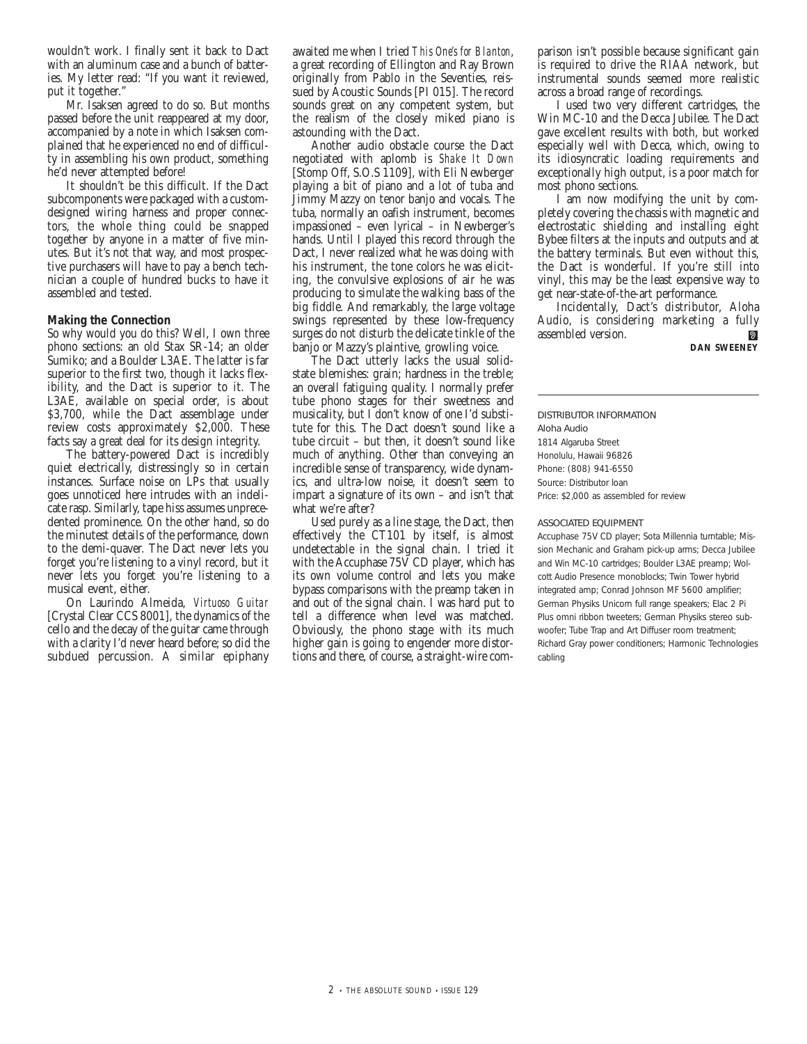wouldn't work. I finally sent it back to Dact with an aluminum case and a bunch of batteries. My letter read: "If you want it reviewed, put it together."

Mr. Isaksen agreed to do so. But months passed before the unit reappeared at my door, accompanied by a note in which Isaksen complained that he experienced no end of difficulty in assembling his own product, something he'd never attempted before!

It shouldn't be this difficult. If the Dact subcomponents were packaged with a custom-designed wiring harness and proper connectors, the whole thing could be snapped together by anyone in a matter of five minutes. But it's not that way, and most prospective purchasers will have to pay a bench technician a couple of hundred bucks to have it assembled and tested.

**Making the Connection**

So why would you do this? Well, I own three phono sections: an old Stax SR-14; an older Sumiko; and a Boulder L3AE. The latter is far superior to the first two, though it lacks flexibility, and the Dact is superior to it. The L3AE, available on special order, is about $3,700, while the Dact assemblage under review costs approximately $2,000. These facts say a great deal for its design integrity.

The battery-powered Dact is incredibly quiet electrically, distressingly so in certain instances. Surface noise on LPs that usually goes unnoticed here intrudes with an indelicate rasp. Similarly, tape hiss assumes unprecedented prominence. On the other hand, so do the minutest details of the performance, down to the demi-quaver. The Dact never lets you forget you're listening to a vinyl record, but it never lets you forget you're listening to a musical event, either.

On Laurindo Almeida, *Virtuoso Guitar* [Crystal Clear CCS 8001], the dynamics of the cello and the decay of the guitar came through with a clarity I'd never heard before; so did the subdued percussion. A similar epiphany awaited me when I tried *This One's for Blanton*, a great recording of Ellington and Ray Brown originally from Pablo in the Seventies, reissued by Acoustic Sounds [PI 015]. The record sounds great on any competent system, but the realism of the closely miked piano is astounding with the Dact.

Another audio obstacle course the Dact negotiated with aplomb is *Shake It Down* [Stomp Off, S.O.S 1109], with Eli Newberger playing a bit of piano and a lot of tuba and Jimmy Mazzy on tenor banjo and vocals. The tuba, normally an oafish instrument, becomes impassioned – even lyrical – in Newberger's hands. Until I played this record through the Dact, I never realized what he was doing with his instrument, the tone colors he was eliciting, the convulsive explosions of air he was producing to simulate the walking bass of the big fiddle. And remarkably, the large voltage swings represented by these low-frequency surges do not disturb the delicate tinkle of the banjo or Mazzy's plaintive, growling voice.

The Dact utterly lacks the usual solid-state blemishes: grain; hardness in the treble; an overall fatiguing quality. I normally prefer tube phono stages for their sweetness and musicality, but I don't know of one I'd substitute for this. The Dact doesn't sound like a tube circuit – but then, it doesn't sound like much of anything. Other than conveying an incredible sense of transparency, wide dynamics, and ultra-low noise, it doesn't seem to impart a signature of its own – and isn't that what we're after?

Used purely as a line stage, the Dact, then effectively the CT101 by itself, is almost undetectable in the signal chain. I tried it with the Accuphase 75V CD player, which has its own volume control and lets you make bypass comparisons with the preamp taken in and out of the signal chain. I was hard put to tell a difference when level was matched. Obviously, the phono stage with its much higher gain is going to engender more distortions and there, of course, a straight-wire comparison isn't possible because significant gain is required to drive the RIAA network, but instrumental sounds seemed more realistic across a broad range of recordings.

I used two very different cartridges, the Win MC-10 and the Decca Jubilee. The Dact gave excellent results with both, but worked especially well with Decca, which, owing to its idiosyncratic loading requirements and exceptionally high output, is a poor match for most phono sections.

I am now modifying the unit by completely covering the chassis with magnetic and electrostatic shielding and installing eight Bybee filters at the inputs and outputs and at the battery terminals. But even without this, the Dact is wonderful. If you're still into vinyl, this may be the least expensive way to get near-state-of-the-art performance.

Incidentally, Dact's distributor, Aloha Audio, is considering marketing a fully assembled version.

**DAN SWEENEY**

---

DISTRIBUTOR INFORMATION
Aloha Audio
1814 Algaruba Street
Honolulu, Hawaii 96826
Phone: (808) 941-6550
Source: Distributor loan
Price: $2,000 as assembled for review

ASSOCIATED EQUIPMENT
Accuphase 75V CD player; Sota Millennia turntable; Mission Mechanic and Graham pick-up arms; Decca Jubilee and Win MC-10 cartridges; Boulder L3AE preamp; Wolcott Audio Presence monoblocks; Twin Tower hybrid integrated amp; Conrad Johnson MF 5600 amplifier; German Physiks Unicorn full range speakers; Elac 2 Pi Plus omni ribbon tweeters; German Physiks stereo subwoofer; Tube Trap and Art Diffuser room treatment; Richard Gray power conditioners; Harmonic Technologies cabling